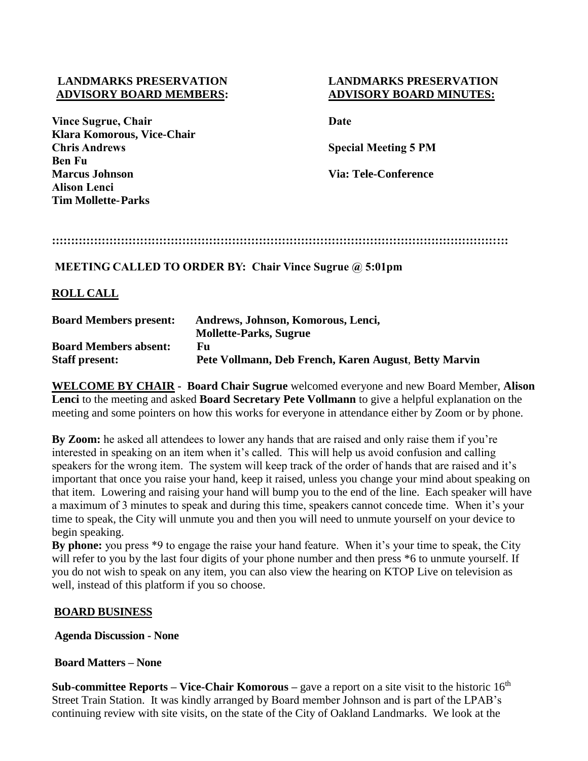**LANDMARKS PRESERVATION ADVISORY BOARD MEMBERS:**

**Vince Sugrue, Chair**
**Klara Komorous, Vice-Chair**
**Chris Andrews**
**Ben Fu**
**Marcus Johnson**
**Alison Lenci**
**Tim Mollette-Parks**

**LANDMARKS PRESERVATION ADVISORY BOARD MINUTES:**

**Date**

**Special Meeting 5 PM**

**Via: Tele-Conference**

::::::::::::::::::::::::::::::::::::::::::::::::::::::::::::::::::::::::::::::::::::::::::::::::::::::::::::::::::::::::

**MEETING CALLED TO ORDER BY: Chair Vince Sugrue @ 5:01pm**

**ROLL CALL**

| | |
|---|---|
| **Board Members present:** | **Andrews, Johnson, Komorous, Lenci, Mollette-Parks, Sugrue** |
| **Board Members absent:** | **Fu** |
| **Staff present:** | **Pete Vollmann, Deb French, Karen August, Betty Marvin** |

**WELCOME BY CHAIR - Board Chair Sugrue** welcomed everyone and new Board Member, **Alison Lenci** to the meeting and asked **Board Secretary Pete Vollmann** to give a helpful explanation on the meeting and some pointers on how this works for everyone in attendance either by Zoom or by phone.

**By Zoom:** he asked all attendees to lower any hands that are raised and only raise them if you're interested in speaking on an item when it's called. This will help us avoid confusion and calling speakers for the wrong item. The system will keep track of the order of hands that are raised and it's important that once you raise your hand, keep it raised, unless you change your mind about speaking on that item. Lowering and raising your hand will bump you to the end of the line. Each speaker will have a maximum of 3 minutes to speak and during this time, speakers cannot concede time. When it's your time to speak, the City will unmute you and then you will need to unmute yourself on your device to begin speaking.

**By phone:** you press *9 to engage the raise your hand feature. When it's your time to speak, the City will refer to you by the last four digits of your phone number and then press *6 to unmute yourself. If you do not wish to speak on any item, you can also view the hearing on KTOP Live on television as well, instead of this platform if you so choose.

**BOARD BUSINESS**

**Agenda Discussion - None**

**Board Matters – None**

**Sub-committee Reports – Vice-Chair Komorous –** gave a report on a site visit to the historic 16th Street Train Station. It was kindly arranged by Board member Johnson and is part of the LPAB's continuing review with site visits, on the state of the City of Oakland Landmarks. We look at the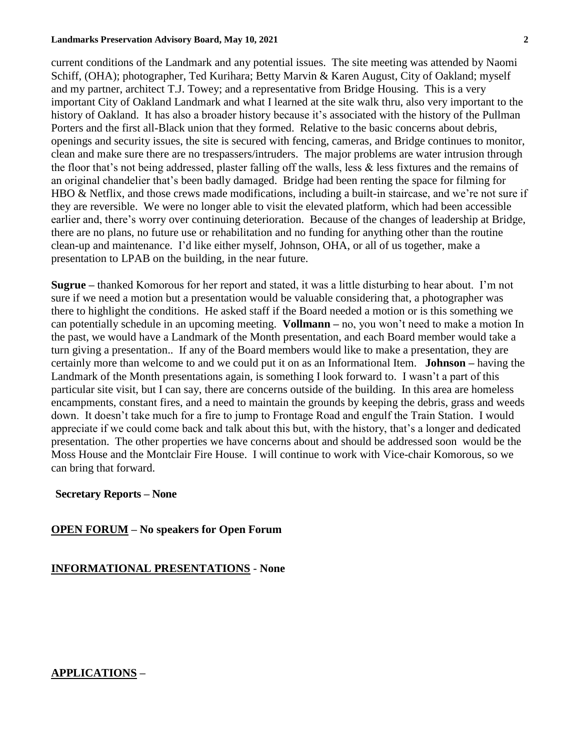current conditions of the Landmark and any potential issues. The site meeting was attended by Naomi Schiff, (OHA); photographer, Ted Kurihara; Betty Marvin & Karen August, City of Oakland; myself and my partner, architect T.J. Towey; and a representative from Bridge Housing. This is a very important City of Oakland Landmark and what I learned at the site walk thru, also very important to the history of Oakland. It has also a broader history because it's associated with the history of the Pullman Porters and the first all-Black union that they formed. Relative to the basic concerns about debris, openings and security issues, the site is secured with fencing, cameras, and Bridge continues to monitor, clean and make sure there are no trespassers/intruders. The major problems are water intrusion through the floor that's not being addressed, plaster falling off the walls, less & less fixtures and the remains of an original chandelier that's been badly damaged. Bridge had been renting the space for filming for HBO & Netflix, and those crews made modifications, including a built-in staircase, and we're not sure if they are reversible. We were no longer able to visit the elevated platform, which had been accessible earlier and, there's worry over continuing deterioration. Because of the changes of leadership at Bridge, there are no plans, no future use or rehabilitation and no funding for anything other than the routine clean-up and maintenance. I'd like either myself, Johnson, OHA, or all of us together, make a presentation to LPAB on the building, in the near future.

**Sugrue –** thanked Komorous for her report and stated, it was a little disturbing to hear about. I'm not sure if we need a motion but a presentation would be valuable considering that, a photographer was there to highlight the conditions. He asked staff if the Board needed a motion or is this something we can potentially schedule in an upcoming meeting. **Vollmann –** no, you won't need to make a motion In the past, we would have a Landmark of the Month presentation, and each Board member would take a turn giving a presentation.. If any of the Board members would like to make a presentation, they are certainly more than welcome to and we could put it on as an Informational Item. **Johnson –** having the Landmark of the Month presentations again, is something I look forward to. I wasn't a part of this particular site visit, but I can say, there are concerns outside of the building. In this area are homeless encampments, constant fires, and a need to maintain the grounds by keeping the debris, grass and weeds down. It doesn't take much for a fire to jump to Frontage Road and engulf the Train Station. I would appreciate if we could come back and talk about this but, with the history, that's a longer and dedicated presentation. The other properties we have concerns about and should be addressed soon would be the Moss House and the Montclair Fire House. I will continue to work with Vice-chair Komorous, so we can bring that forward.

**Secretary Reports – None**

**OPEN FORUM – No speakers for Open Forum**

**INFORMATIONAL PRESENTATIONS - None**

**APPLICATIONS –**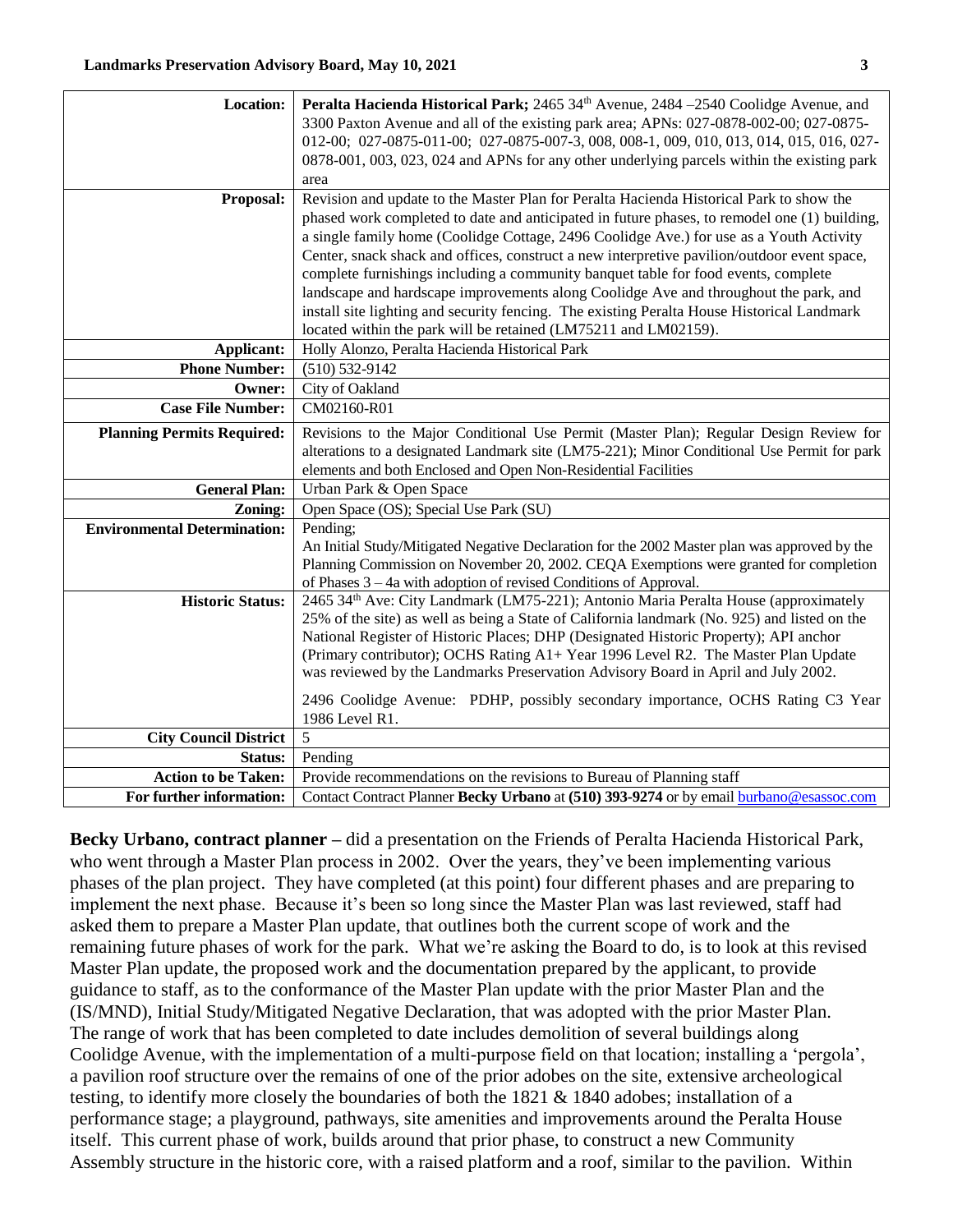| Location: | **Peralta Hacienda Historical Park;** 2465 34th Avenue, 2484 –2540 Coolidge Avenue, and 3300 Paxton Avenue and all of the existing park area; APNs: 027-0878-002-00; 027-0875-012-00; 027-0875-011-00; 027-0875-007-3, 008, 008-1, 009, 010, 013, 014, 015, 016, 027-0878-001, 003, 023, 024 and APNs for any other underlying parcels within the existing park area |
|---|---|
| **Proposal:** | Revision and update to the Master Plan for Peralta Hacienda Historical Park to show the phased work completed to date and anticipated in future phases, to remodel one (1) building, a single family home (Coolidge Cottage, 2496 Coolidge Ave.) for use as a Youth Activity Center, snack shack and offices, construct a new interpretive pavilion/outdoor event space, complete furnishings including a community banquet table for food events, complete landscape and hardscape improvements along Coolidge Ave and throughout the park, and install site lighting and security fencing. The existing Peralta House Historical Landmark located within the park will be retained (LM75211 and LM02159). |
| **Applicant:** | Holly Alonzo, Peralta Hacienda Historical Park |
| **Phone Number:** | (510) 532-9142 |
| **Owner:** | City of Oakland |
| **Case File Number:** | CM02160-R01 |
| **Planning Permits Required:** | Revisions to the Major Conditional Use Permit (Master Plan); Regular Design Review for alterations to a designated Landmark site (LM75-221); Minor Conditional Use Permit for park elements and both Enclosed and Open Non-Residential Facilities |
| **General Plan:** | Urban Park & Open Space |
| **Zoning:** | Open Space (OS); Special Use Park (SU) |
| **Environmental Determination:** | Pending;<br>An Initial Study/Mitigated Negative Declaration for the 2002 Master plan was approved by the Planning Commission on November 20, 2002. CEQA Exemptions were granted for completion of Phases 3 – 4a with adoption of revised Conditions of Approval. |
| **Historic Status:** | 2465 34th Ave: City Landmark (LM75-221); Antonio Maria Peralta House (approximately 25% of the site) as well as being a State of California landmark (No. 925) and listed on the National Register of Historic Places; DHP (Designated Historic Property); API anchor (Primary contributor); OCHS Rating A1+ Year 1996 Level R2. The Master Plan Update was reviewed by the Landmarks Preservation Advisory Board in April and July 2002.<br><br>2496 Coolidge Avenue: PDHP, possibly secondary importance, OCHS Rating C3 Year 1986 Level R1. |
| **City Council District** | 5 |
| **Status:** | Pending |
| **Action to be Taken:** | Provide recommendations on the revisions to Bureau of Planning staff |
| **For further information:** | Contact Contract Planner **Becky Urbano** at **(510) 393-9274** or by email burbano@esassoc.com |

**Becky Urbano, contract planner –** did a presentation on the Friends of Peralta Hacienda Historical Park, who went through a Master Plan process in 2002. Over the years, they've been implementing various phases of the plan project. They have completed (at this point) four different phases and are preparing to implement the next phase. Because it's been so long since the Master Plan was last reviewed, staff had asked them to prepare a Master Plan update, that outlines both the current scope of work and the remaining future phases of work for the park. What we're asking the Board to do, is to look at this revised Master Plan update, the proposed work and the documentation prepared by the applicant, to provide guidance to staff, as to the conformance of the Master Plan update with the prior Master Plan and the (IS/MND), Initial Study/Mitigated Negative Declaration, that was adopted with the prior Master Plan. The range of work that has been completed to date includes demolition of several buildings along Coolidge Avenue, with the implementation of a multi-purpose field on that location; installing a 'pergola', a pavilion roof structure over the remains of one of the prior adobes on the site, extensive archeological testing, to identify more closely the boundaries of both the 1821 & 1840 adobes; installation of a performance stage; a playground, pathways, site amenities and improvements around the Peralta House itself. This current phase of work, builds around that prior phase, to construct a new Community Assembly structure in the historic core, with a raised platform and a roof, similar to the pavilion. Within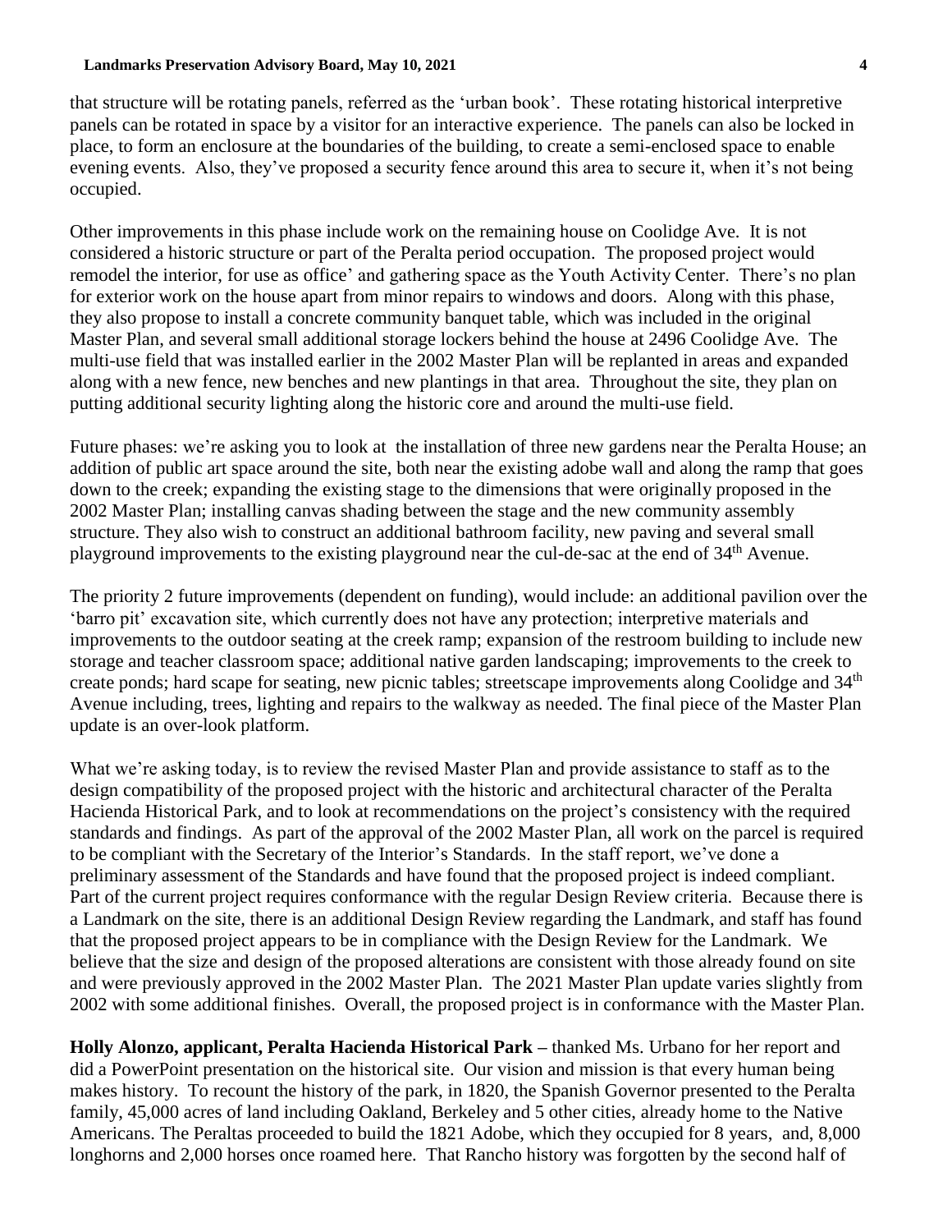that structure will be rotating panels, referred as the 'urban book'. These rotating historical interpretive panels can be rotated in space by a visitor for an interactive experience. The panels can also be locked in place, to form an enclosure at the boundaries of the building, to create a semi-enclosed space to enable evening events. Also, they've proposed a security fence around this area to secure it, when it's not being occupied.

Other improvements in this phase include work on the remaining house on Coolidge Ave. It is not considered a historic structure or part of the Peralta period occupation. The proposed project would remodel the interior, for use as office' and gathering space as the Youth Activity Center. There's no plan for exterior work on the house apart from minor repairs to windows and doors. Along with this phase, they also propose to install a concrete community banquet table, which was included in the original Master Plan, and several small additional storage lockers behind the house at 2496 Coolidge Ave. The multi-use field that was installed earlier in the 2002 Master Plan will be replanted in areas and expanded along with a new fence, new benches and new plantings in that area. Throughout the site, they plan on putting additional security lighting along the historic core and around the multi-use field.

Future phases: we're asking you to look at the installation of three new gardens near the Peralta House; an addition of public art space around the site, both near the existing adobe wall and along the ramp that goes down to the creek; expanding the existing stage to the dimensions that were originally proposed in the 2002 Master Plan; installing canvas shading between the stage and the new community assembly structure. They also wish to construct an additional bathroom facility, new paving and several small playground improvements to the existing playground near the cul-de-sac at the end of 34th Avenue.

The priority 2 future improvements (dependent on funding), would include: an additional pavilion over the 'barro pit' excavation site, which currently does not have any protection; interpretive materials and improvements to the outdoor seating at the creek ramp; expansion of the restroom building to include new storage and teacher classroom space; additional native garden landscaping; improvements to the creek to create ponds; hard scape for seating, new picnic tables; streetscape improvements along Coolidge and 34th Avenue including, trees, lighting and repairs to the walkway as needed. The final piece of the Master Plan update is an over-look platform.

What we're asking today, is to review the revised Master Plan and provide assistance to staff as to the design compatibility of the proposed project with the historic and architectural character of the Peralta Hacienda Historical Park, and to look at recommendations on the project's consistency with the required standards and findings. As part of the approval of the 2002 Master Plan, all work on the parcel is required to be compliant with the Secretary of the Interior's Standards. In the staff report, we've done a preliminary assessment of the Standards and have found that the proposed project is indeed compliant. Part of the current project requires conformance with the regular Design Review criteria. Because there is a Landmark on the site, there is an additional Design Review regarding the Landmark, and staff has found that the proposed project appears to be in compliance with the Design Review for the Landmark. We believe that the size and design of the proposed alterations are consistent with those already found on site and were previously approved in the 2002 Master Plan. The 2021 Master Plan update varies slightly from 2002 with some additional finishes. Overall, the proposed project is in conformance with the Master Plan.

**Holly Alonzo, applicant, Peralta Hacienda Historical Park –** thanked Ms. Urbano for her report and did a PowerPoint presentation on the historical site. Our vision and mission is that every human being makes history. To recount the history of the park, in 1820, the Spanish Governor presented to the Peralta family, 45,000 acres of land including Oakland, Berkeley and 5 other cities, already home to the Native Americans. The Peraltas proceeded to build the 1821 Adobe, which they occupied for 8 years, and, 8,000 longhorns and 2,000 horses once roamed here. That Rancho history was forgotten by the second half of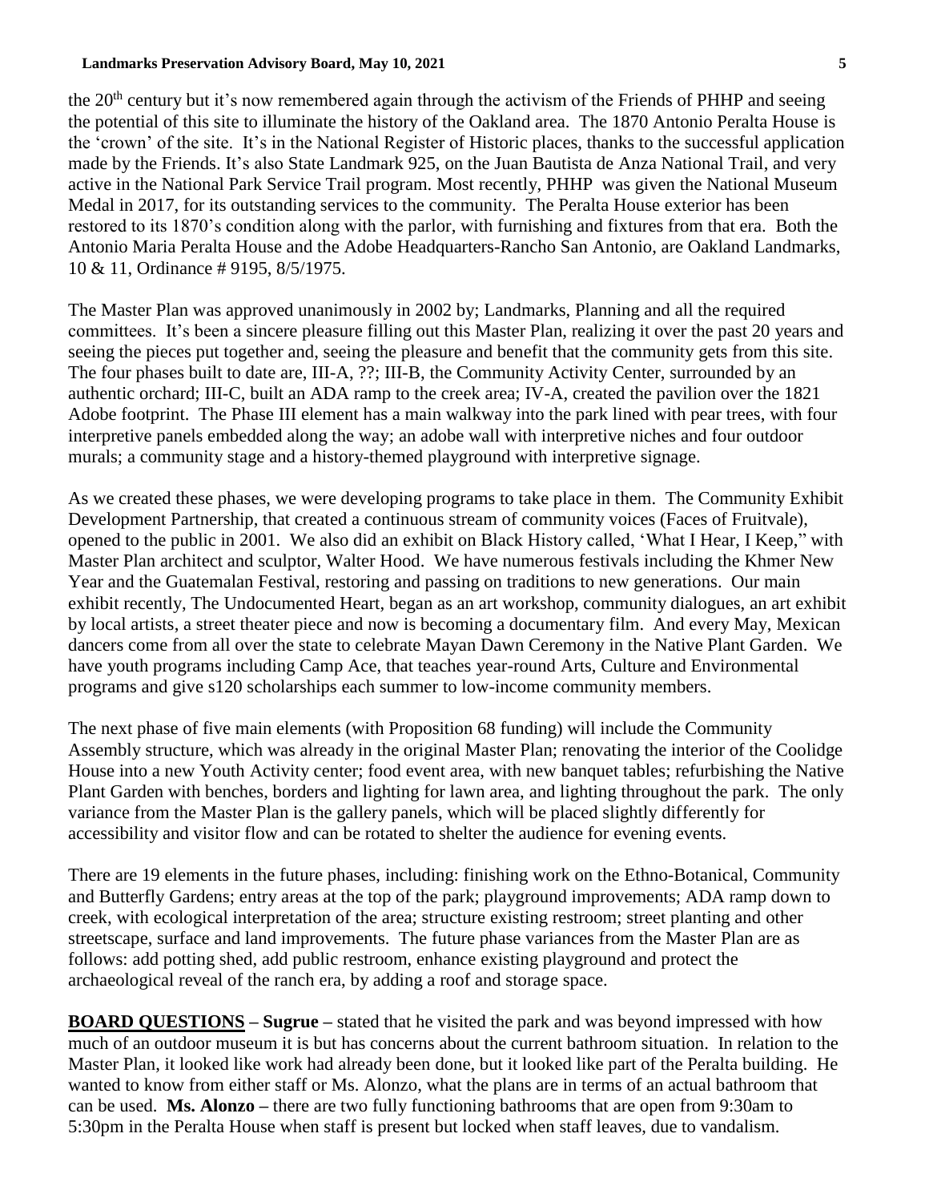the 20th century but it's now remembered again through the activism of the Friends of PHHP and seeing the potential of this site to illuminate the history of the Oakland area. The 1870 Antonio Peralta House is the 'crown' of the site. It's in the National Register of Historic places, thanks to the successful application made by the Friends. It's also State Landmark 925, on the Juan Bautista de Anza National Trail, and very active in the National Park Service Trail program. Most recently, PHHP was given the National Museum Medal in 2017, for its outstanding services to the community. The Peralta House exterior has been restored to its 1870's condition along with the parlor, with furnishing and fixtures from that era. Both the Antonio Maria Peralta House and the Adobe Headquarters-Rancho San Antonio, are Oakland Landmarks, 10 & 11, Ordinance # 9195, 8/5/1975.

The Master Plan was approved unanimously in 2002 by; Landmarks, Planning and all the required committees. It's been a sincere pleasure filling out this Master Plan, realizing it over the past 20 years and seeing the pieces put together and, seeing the pleasure and benefit that the community gets from this site. The four phases built to date are, III-A, ??; III-B, the Community Activity Center, surrounded by an authentic orchard; III-C, built an ADA ramp to the creek area; IV-A, created the pavilion over the 1821 Adobe footprint. The Phase III element has a main walkway into the park lined with pear trees, with four interpretive panels embedded along the way; an adobe wall with interpretive niches and four outdoor murals; a community stage and a history-themed playground with interpretive signage.

As we created these phases, we were developing programs to take place in them. The Community Exhibit Development Partnership, that created a continuous stream of community voices (Faces of Fruitvale), opened to the public in 2001. We also did an exhibit on Black History called, 'What I Hear, I Keep," with Master Plan architect and sculptor, Walter Hood. We have numerous festivals including the Khmer New Year and the Guatemalan Festival, restoring and passing on traditions to new generations. Our main exhibit recently, The Undocumented Heart, began as an art workshop, community dialogues, an art exhibit by local artists, a street theater piece and now is becoming a documentary film. And every May, Mexican dancers come from all over the state to celebrate Mayan Dawn Ceremony in the Native Plant Garden. We have youth programs including Camp Ace, that teaches year-round Arts, Culture and Environmental programs and give s120 scholarships each summer to low-income community members.

The next phase of five main elements (with Proposition 68 funding) will include the Community Assembly structure, which was already in the original Master Plan; renovating the interior of the Coolidge House into a new Youth Activity center; food event area, with new banquet tables; refurbishing the Native Plant Garden with benches, borders and lighting for lawn area, and lighting throughout the park. The only variance from the Master Plan is the gallery panels, which will be placed slightly differently for accessibility and visitor flow and can be rotated to shelter the audience for evening events.

There are 19 elements in the future phases, including: finishing work on the Ethno-Botanical, Community and Butterfly Gardens; entry areas at the top of the park; playground improvements; ADA ramp down to creek, with ecological interpretation of the area; structure existing restroom; street planting and other streetscape, surface and land improvements. The future phase variances from the Master Plan are as follows: add potting shed, add public restroom, enhance existing playground and protect the archaeological reveal of the ranch era, by adding a roof and storage space.

**BOARD QUESTIONS – Sugrue –** stated that he visited the park and was beyond impressed with how much of an outdoor museum it is but has concerns about the current bathroom situation. In relation to the Master Plan, it looked like work had already been done, but it looked like part of the Peralta building. He wanted to know from either staff or Ms. Alonzo, what the plans are in terms of an actual bathroom that can be used. **Ms. Alonzo –** there are two fully functioning bathrooms that are open from 9:30am to 5:30pm in the Peralta House when staff is present but locked when staff leaves, due to vandalism.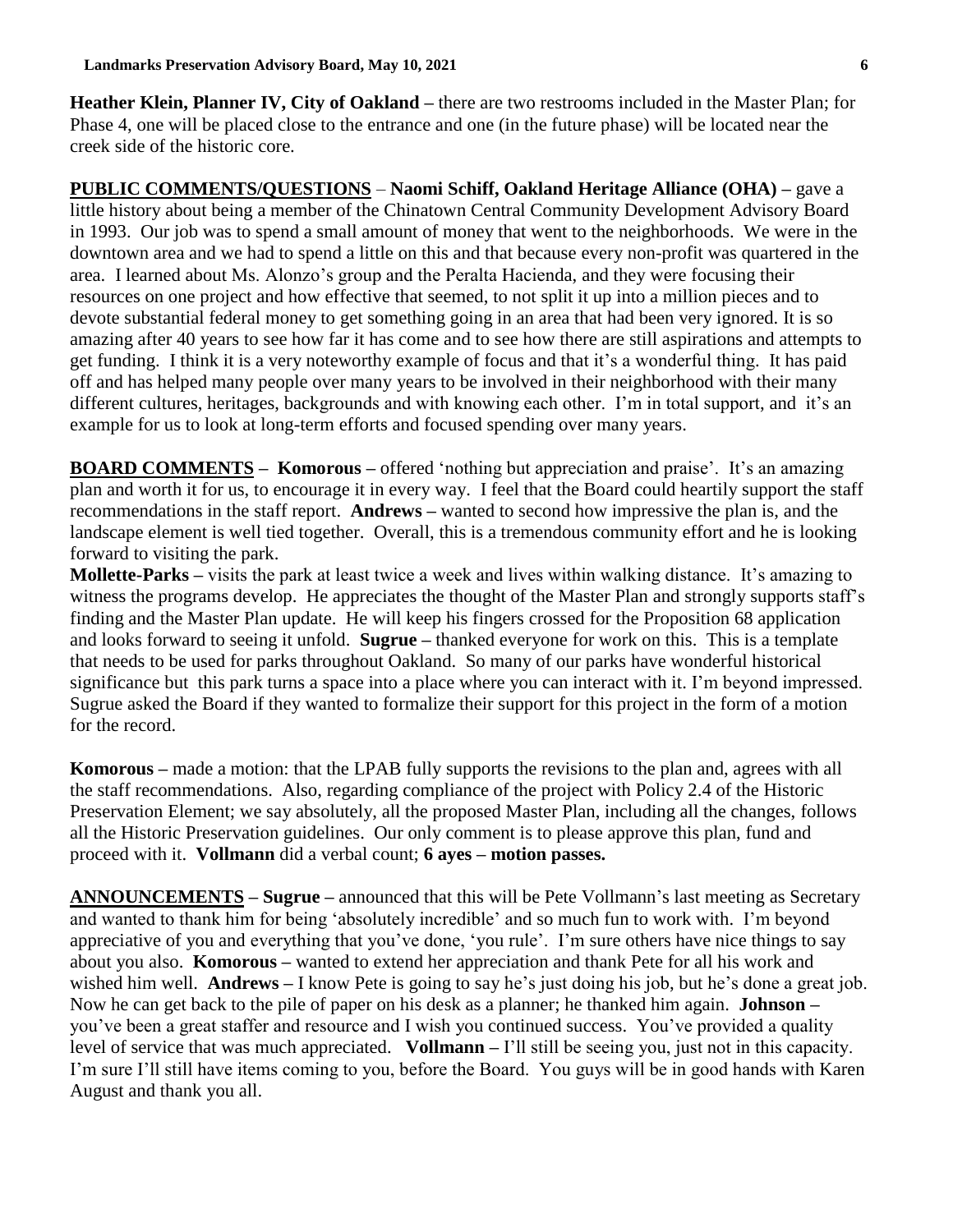**Heather Klein, Planner IV, City of Oakland –** there are two restrooms included in the Master Plan; for Phase 4, one will be placed close to the entrance and one (in the future phase) will be located near the creek side of the historic core.

**PUBLIC COMMENTS/QUESTIONS** – **Naomi Schiff, Oakland Heritage Alliance (OHA) –** gave a little history about being a member of the Chinatown Central Community Development Advisory Board in 1993. Our job was to spend a small amount of money that went to the neighborhoods. We were in the downtown area and we had to spend a little on this and that because every non-profit was quartered in the area. I learned about Ms. Alonzo's group and the Peralta Hacienda, and they were focusing their resources on one project and how effective that seemed, to not split it up into a million pieces and to devote substantial federal money to get something going in an area that had been very ignored. It is so amazing after 40 years to see how far it has come and to see how there are still aspirations and attempts to get funding. I think it is a very noteworthy example of focus and that it's a wonderful thing. It has paid off and has helped many people over many years to be involved in their neighborhood with their many different cultures, heritages, backgrounds and with knowing each other. I'm in total support, and it's an example for us to look at long-term efforts and focused spending over many years.

**BOARD COMMENTS – Komorous –** offered 'nothing but appreciation and praise'. It's an amazing plan and worth it for us, to encourage it in every way. I feel that the Board could heartily support the staff recommendations in the staff report. **Andrews –** wanted to second how impressive the plan is, and the landscape element is well tied together. Overall, this is a tremendous community effort and he is looking forward to visiting the park.

**Mollette-Parks –** visits the park at least twice a week and lives within walking distance. It's amazing to witness the programs develop. He appreciates the thought of the Master Plan and strongly supports staff's finding and the Master Plan update. He will keep his fingers crossed for the Proposition 68 application and looks forward to seeing it unfold. **Sugrue –** thanked everyone for work on this. This is a template that needs to be used for parks throughout Oakland. So many of our parks have wonderful historical significance but this park turns a space into a place where you can interact with it. I'm beyond impressed. Sugrue asked the Board if they wanted to formalize their support for this project in the form of a motion for the record.

**Komorous –** made a motion: that the LPAB fully supports the revisions to the plan and, agrees with all the staff recommendations. Also, regarding compliance of the project with Policy 2.4 of the Historic Preservation Element; we say absolutely, all the proposed Master Plan, including all the changes, follows all the Historic Preservation guidelines. Our only comment is to please approve this plan, fund and proceed with it. **Vollmann** did a verbal count; **6 ayes – motion passes.**

**ANNOUNCEMENTS – Sugrue –** announced that this will be Pete Vollmann's last meeting as Secretary and wanted to thank him for being 'absolutely incredible' and so much fun to work with. I'm beyond appreciative of you and everything that you've done, 'you rule'. I'm sure others have nice things to say about you also. **Komorous –** wanted to extend her appreciation and thank Pete for all his work and wished him well. **Andrews –** I know Pete is going to say he's just doing his job, but he's done a great job. Now he can get back to the pile of paper on his desk as a planner; he thanked him again. **Johnson –** you've been a great staffer and resource and I wish you continued success. You've provided a quality level of service that was much appreciated. **Vollmann –** I'll still be seeing you, just not in this capacity. I'm sure I'll still have items coming to you, before the Board. You guys will be in good hands with Karen August and thank you all.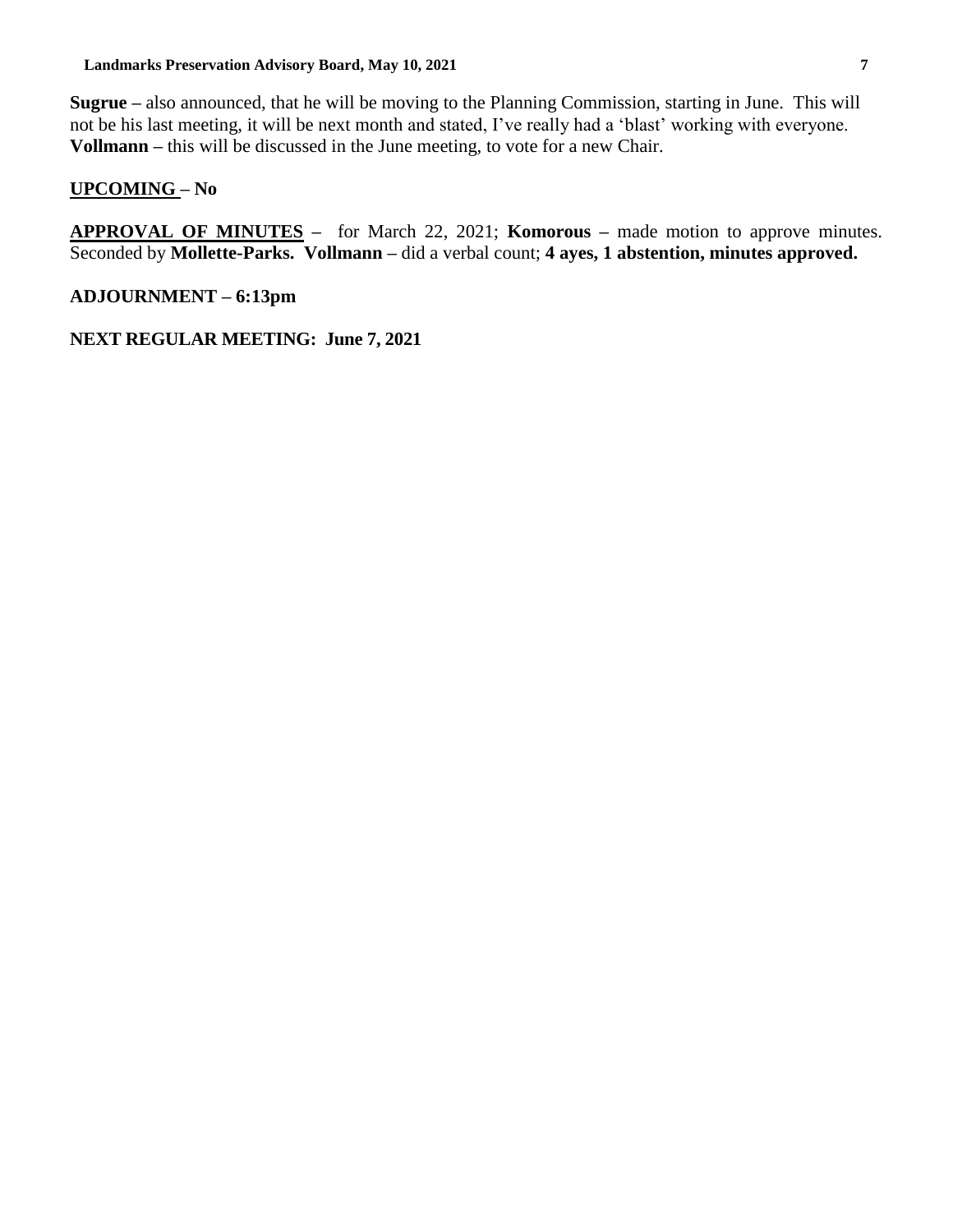**Sugrue –** also announced, that he will be moving to the Planning Commission, starting in June. This will not be his last meeting, it will be next month and stated, I've really had a 'blast' working with everyone.
**Vollmann –** this will be discussed in the June meeting, to vote for a new Chair.

**UPCOMING – No**

**APPROVAL OF MINUTES –** for March 22, 2021; **Komorous –** made motion to approve minutes. Seconded by **Mollette-Parks. Vollmann –** did a verbal count; **4 ayes, 1 abstention, minutes approved.**

**ADJOURNMENT – 6:13pm**

**NEXT REGULAR MEETING: June 7, 2021**